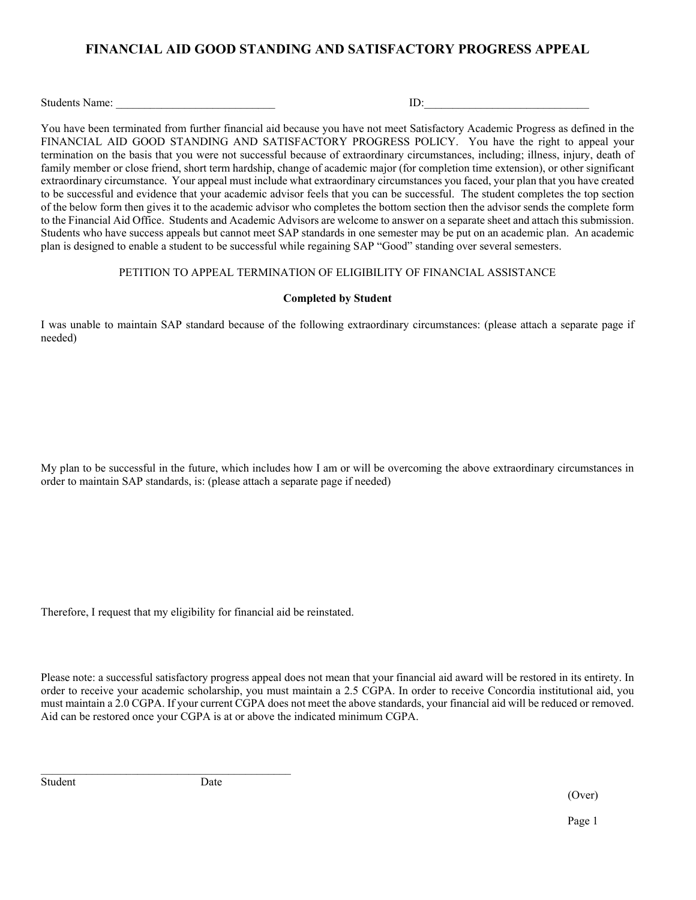# FINANCIAL AID GOOD STANDING AND SATISFACTORY PROGRESS APPEAL

Students Name: ____________________________ ID:______________________________

You have been terminated from further financial aid because you have not meet Satisfactory Academic Progress as defined in the FINANCIAL AID GOOD STANDING AND SATISFACTORY PROGRESS POLICY. You have the right to appeal your termination on the basis that you were not successful because of extraordinary circumstances, including; illness, injury, death of family member or close friend, short term hardship, change of academic major (for completion time extension), or other significant extraordinary circumstance. Your appeal must include what extraordinary circumstances you faced, your plan that you have created to be successful and evidence that your academic advisor feels that you can be successful. The student completes the top section of the below form then gives it to the academic advisor who completes the bottom section then the advisor sends the complete form to the Financial Aid Office. Students and Academic Advisors are welcome to answer on a separate sheet and attach this submission. Students who have success appeals but cannot meet SAP standards in one semester may be put on an academic plan. An academic plan is designed to enable a student to be successful while regaining SAP "Good" standing over several semesters.

PETITION TO APPEAL TERMINATION OF ELIGIBILITY OF FINANCIAL ASSISTANCE

**Completed by Student**

I was unable to maintain SAP standard because of the following extraordinary circumstances: (please attach a separate page if needed)

My plan to be successful in the future, which includes how I am or will be overcoming the above extraordinary circumstances in order to maintain SAP standards, is: (please attach a separate page if needed)

Therefore, I request that my eligibility for financial aid be reinstated.

Please note: a successful satisfactory progress appeal does not mean that your financial aid award will be restored in its entirety. In order to receive your academic scholarship, you must maintain a 2.5 CGPA. In order to receive Concordia institutional aid, you must maintain a 2.0 CGPA. If your current CGPA does not meet the above standards, your financial aid will be reduced or removed. Aid can be restored once your CGPA is at or above the indicated minimum CGPA.

______________________________________________

Student Date

(Over)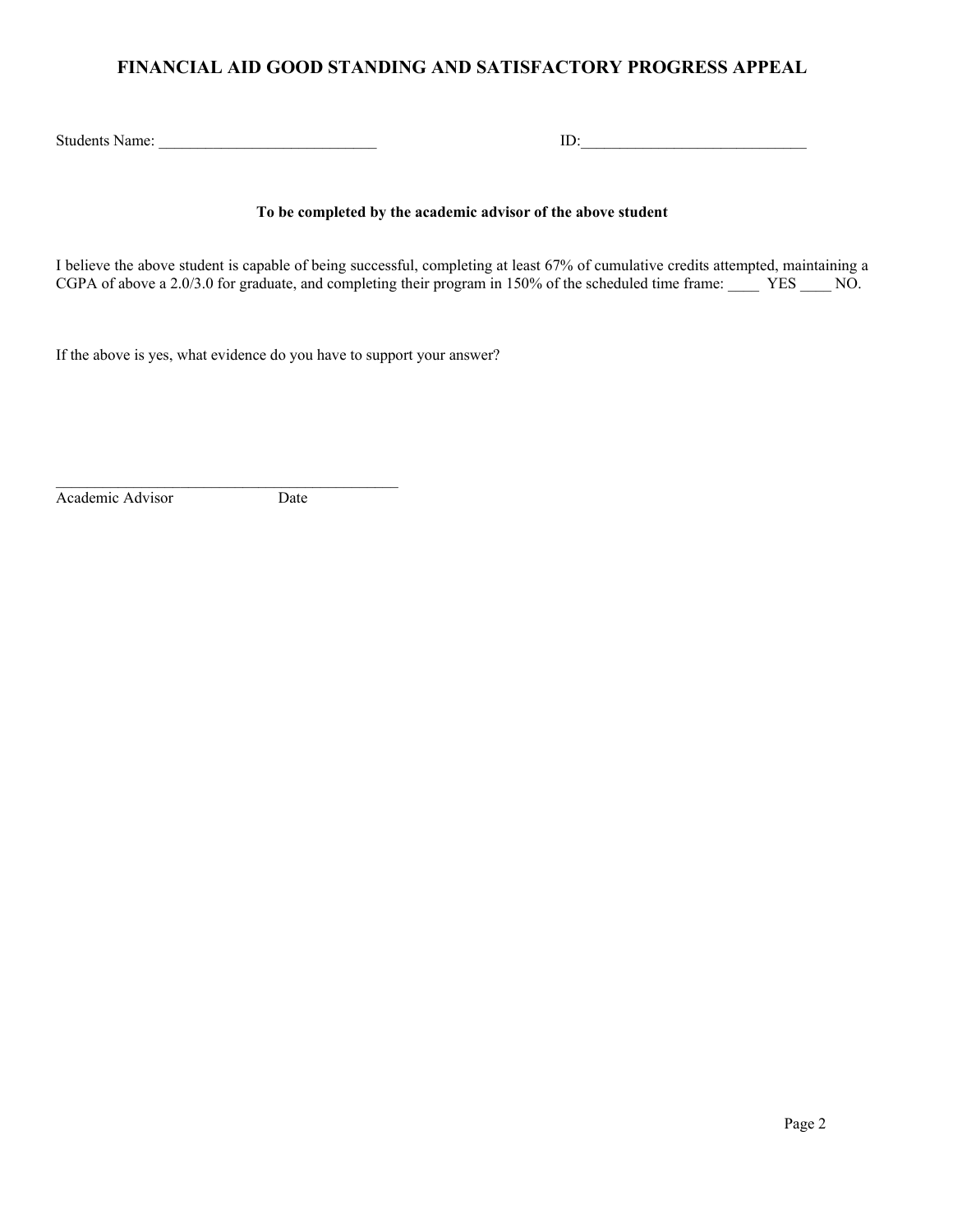# FINANCIAL AID GOOD STANDING AND SATISFACTORY PROGRESS APPEAL

Students Name: ____________________________ ID:_____________________________

**To be completed by the academic advisor of the above student**

I believe the above student is capable of being successful, completing at least 67% of cumulative credits attempted, maintaining a CGPA of above a 2.0/3.0 for graduate, and completing their program in 150% of the scheduled time frame: ____ YES ____ NO.

If the above is yes, what evidence do you have to support your answer?

______________________________________________

Academic Advisor Date